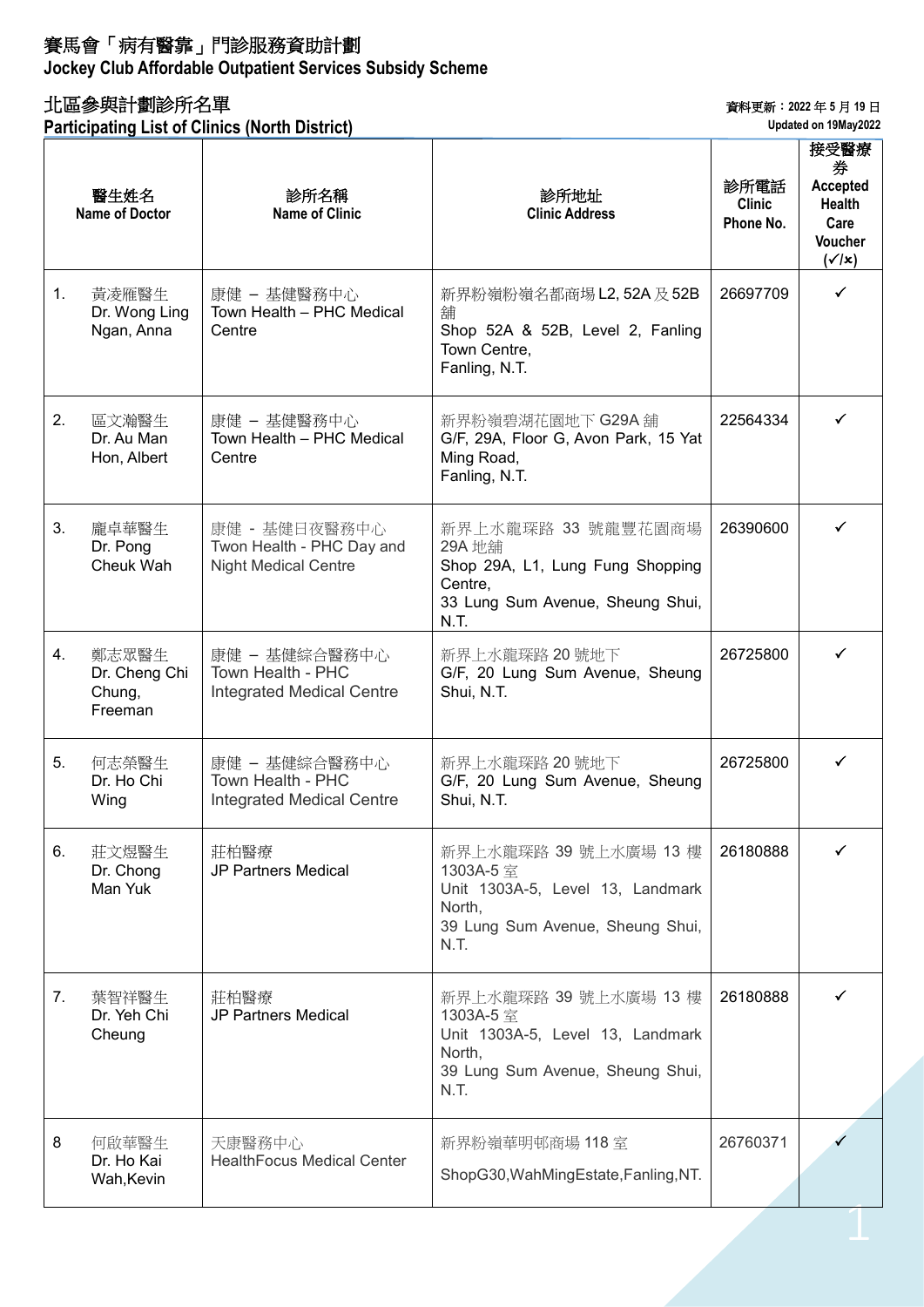# 賽馬會「病有醫靠」門診服務資助計劃
# Jockey Club Affordable Outpatient Services Subsidy Scheme

## 北區參與計劃診所名單
## Participating List of Clinics (North District)

資料更新：2022 年 5 月 19 日
Updated on 19May2022

| | 醫生姓名 Name of Doctor | 診所名稱 Name of Clinic | 診所地址 Clinic Address | 診所電話 Clinic Phone No. | 接受醫療券 Accepted Health Care Voucher (✓/×) |
|---|---|---|---|---|---|
| 1. | 黃凌雁醫生 Dr. Wong Ling Ngan, Anna | 康健 – 基健醫務中心 Town Health – PHC Medical Centre | 新界粉嶺粉嶺名都商場 L2, 52A 及 52B 舖 Shop 52A & 52B, Level 2, Fanling Town Centre, Fanling, N.T. | 26697709 | ✓ |
| 2. | 區文瀚醫生 Dr. Au Man Hon, Albert | 康健 – 基健醫務中心 Town Health – PHC Medical Centre | 新界粉嶺碧湖花園地下 G29A 舖 G/F, 29A, Floor G, Avon Park, 15 Yat Ming Road, Fanling, N.T. | 22564334 | ✓ |
| 3. | 龐卓華醫生 Dr. Pong Cheuk Wah | 康健 - 基健日夜醫務中心 Twon Health - PHC Day and Night Medical Centre | 新界上水龍琛路 33 號龍豐花園商場 29A 地舖 Shop 29A, L1, Lung Fung Shopping Centre, 33 Lung Sum Avenue, Sheung Shui, N.T. | 26390600 | ✓ |
| 4. | 鄭志眾醫生 Dr. Cheng Chi Chung, Freeman | 康健 – 基健綜合醫務中心 Town Health - PHC Integrated Medical Centre | 新界上水龍琛路 20 號地下 G/F, 20 Lung Sum Avenue, Sheung Shui, N.T. | 26725800 | ✓ |
| 5. | 何志榮醫生 Dr. Ho Chi Wing | 康健 – 基健綜合醫務中心 Town Health - PHC Integrated Medical Centre | 新界上水龍琛路 20 號地下 G/F, 20 Lung Sum Avenue, Sheung Shui, N.T. | 26725800 | ✓ |
| 6. | 莊文煜醫生 Dr. Chong Man Yuk | 莊柏醫療 JP Partners Medical | 新界上水龍琛路 39 號上水廣場 13 樓 1303A-5 室 Unit 1303A-5, Level 13, Landmark North, 39 Lung Sum Avenue, Sheung Shui, N.T. | 26180888 | ✓ |
| 7. | 葉智祥醫生 Dr. Yeh Chi Cheung | 莊柏醫療 JP Partners Medical | 新界上水龍琛路 39 號上水廣場 13 樓 1303A-5 室 Unit 1303A-5, Level 13, Landmark North, 39 Lung Sum Avenue, Sheung Shui, N.T. | 26180888 | ✓ |
| 8 | 何啟華醫生 Dr. Ho Kai Wah,Kevin | 天康醫務中心 HealthFocus Medical Center | 新界粉嶺華明邨商場 118 室 ShopG30,WahMingEstate,Fanling,NT. | 26760371 | ✓ |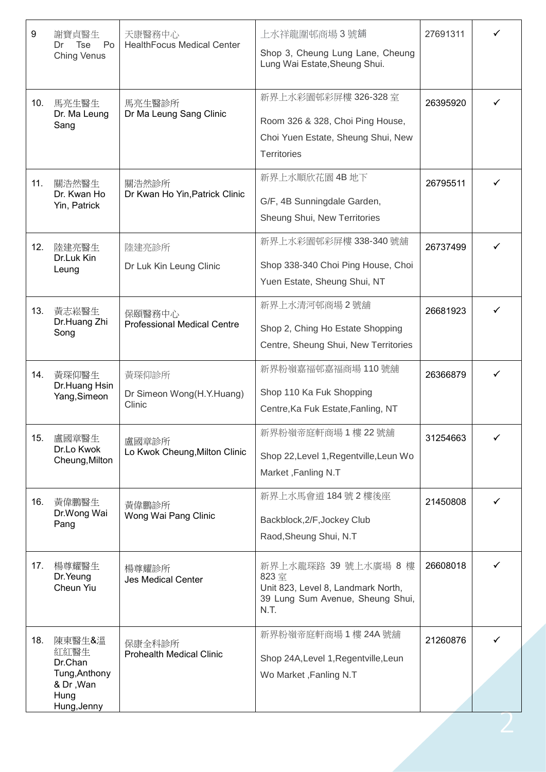| 9 | 謝寶貞醫生 Dr Tse Po Ching Venus | 天康醫務中心 HealthFocus Medical Center | 上水祥龍圍邨商場 3 號舖 Shop 3, Cheung Lung Lane, Cheung Lung Wai Estate,Sheung Shui. | 27691311 | ✓ |
|---|---|---|---|---|---|
| 10. | 馬亮生醫生 Dr. Ma Leung Sang | 馬亮生醫診所 Dr Ma Leung Sang Clinic | 新界上水彩園邨彩屏樓 326-328 室 Room 326 & 328, Choi Ping House, Choi Yuen Estate, Sheung Shui, New Territories | 26395920 | ✓ |
| 11. | 關浩然醫生 Dr. Kwan Ho Yin, Patrick | 關浩然診所 Dr Kwan Ho Yin,Patrick Clinic | 新界上水順欣花園 4B 地下 G/F, 4B Sunningdale Garden, Sheung Shui, New Territories | 26795511 | ✓ |
| 12. | 陸建亮醫生 Dr.Luk Kin Leung | 陸建亮診所 Dr Luk Kin Leung Clinic | 新界上水彩園邨彩屏樓 338-340 號舖 Shop 338-340 Choi Ping House, Choi Yuen Estate, Sheung Shui, NT | 26737499 | ✓ |
| 13. | 黃志崧醫生 Dr.Huang Zhi Song | 保頤醫務中心 Professional Medical Centre | 新界上水清河邨商場 2 號舖 Shop 2, Ching Ho Estate Shopping Centre, Sheung Shui, New Territories | 26681923 | ✓ |
| 14. | 黃琛仰醫生 Dr.Huang Hsin Yang,Simeon | 黃琛仰診所 Dr Simeon Wong(H.Y.Huang) Clinic | 新界粉嶺嘉福邨嘉福商場 110 號舖 Shop 110 Ka Fuk Shopping Centre,Ka Fuk Estate,Fanling, NT | 26366879 | ✓ |
| 15. | 盧國章醫生 Dr.Lo Kwok Cheung,Milton | 盧國章診所 Lo Kwok Cheung,Milton Clinic | 新界粉嶺帝庭軒商場 1 樓 22 號舖 Shop 22,Level 1,Regentville,Leun Wo Market ,Fanling N.T | 31254663 | ✓ |
| 16. | 黃偉鵬醫生 Dr.Wong Wai Pang | 黃偉鵬診所 Wong Wai Pang Clinic | 新界上水馬會道 184 號 2 樓後座 Backblock,2/F,Jockey Club Raod,Sheung Shui, N.T | 21450808 | ✓ |
| 17. | 楊尊耀醫生 Dr.Yeung Cheun Yiu | 楊尊耀診所 Jes Medical Center | 新界上水龍琛路 39 號上水廣場 8 樓 823 室 Unit 823, Level 8, Landmark North, 39 Lung Sum Avenue, Sheung Shui, N.T. | 26608018 | ✓ |
| 18. | 陳東醫生&溫紅紅醫生 Dr.Chan Tung,Anthony & Dr ,Wan Hung Hung,Jenny | 保康全科診所 Prohealth Medical Clinic | 新界粉嶺帝庭軒商場 1 樓 24A 號舖 Shop 24A,Level 1,Regentville,Leun Wo Market ,Fanling N.T | 21260876 | ✓ |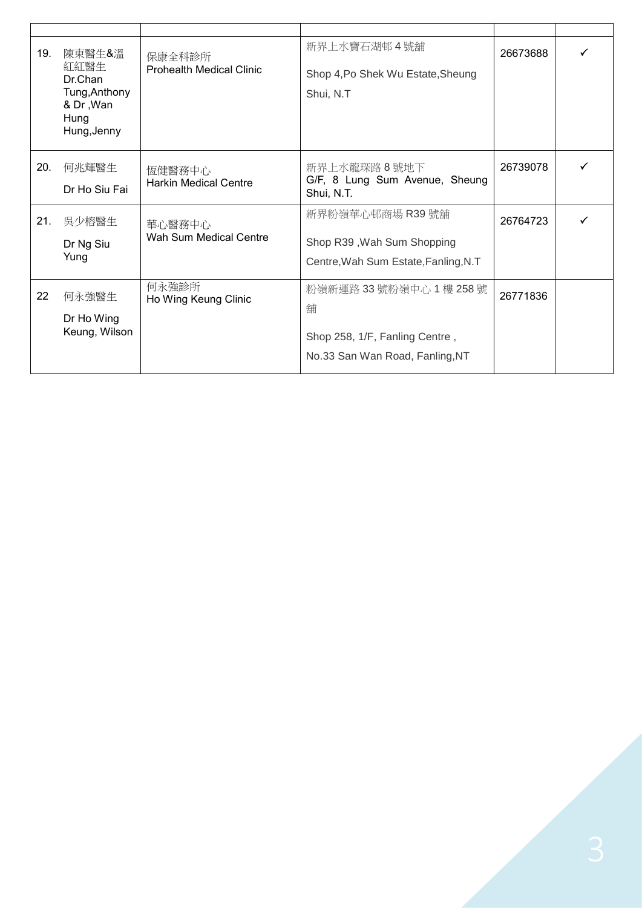| | | | | |
|---|---|---|---|---|
| 19. 陳東醫生&溫紅紅醫生 Dr.Chan Tung,Anthony & Dr ,Wan Hung Hung,Jenny | 保康全科診所 Prohealth Medical Clinic | 新界上水寶石湖邨 4 號舖 Shop 4,Po Shek Wu Estate,Sheung Shui, N.T | 26673688 | ✓ |
| 20. 何兆輝醫生 Dr Ho Siu Fai | 恆健醫務中心 Harkin Medical Centre | 新界上水龍琛路 8 號地下 G/F, 8 Lung Sum Avenue, Sheung Shui, N.T. | 26739078 | ✓ |
| 21. 吳少榕醫生 Dr Ng Siu Yung | 華心醫務中心 Wah Sum Medical Centre | 新界粉嶺華心邨商場 R39 號舖 Shop R39 ,Wah Sum Shopping Centre,Wah Sum Estate,Fanling,N.T | 26764723 | ✓ |
| 22 何永強醫生 Dr Ho Wing Keung, Wilson | 何永強診所 Ho Wing Keung Clinic | 粉嶺新運路 33 號粉嶺中心 1 樓 258 號舖 Shop 258, 1/F, Fanling Centre , No.33 San Wan Road, Fanling,NT | 26771836 | |